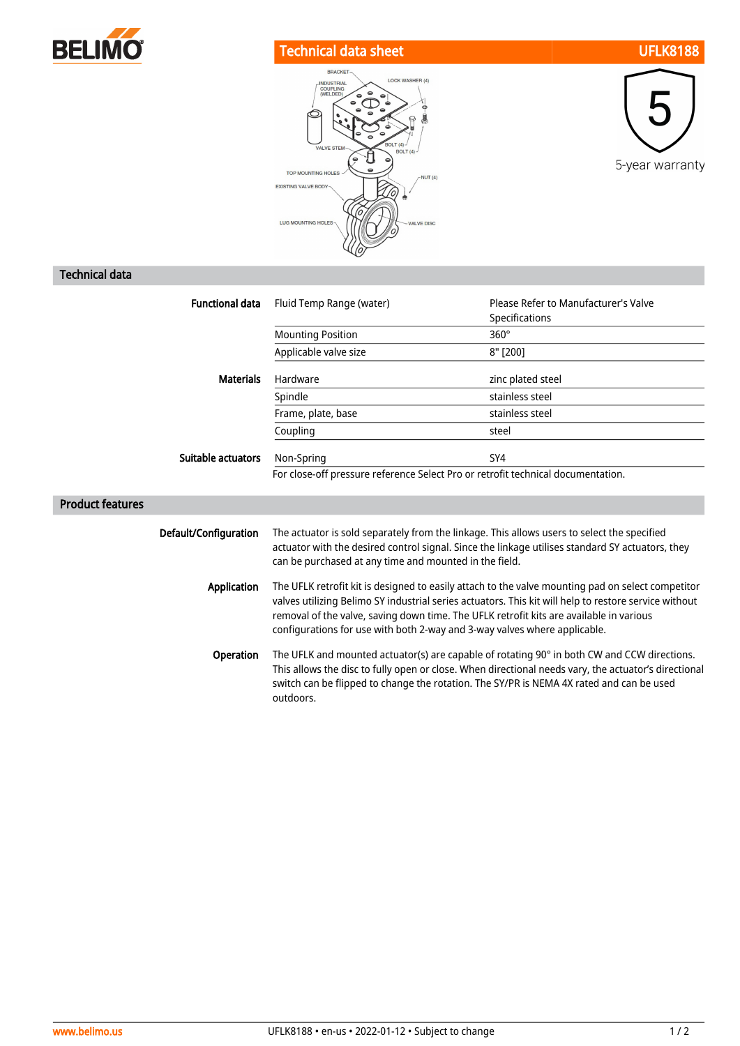BELIMO

# Technical data sheet UFLK8188

5

5-year warranty

## Technical data

| | | |
|---|---|---|
| **Functional data** | Fluid Temp Range (water) | Please Refer to Manufacturer's Valve Specifications |
| | Mounting Position | 360° |
| | Applicable valve size | 8" [200] |
| **Materials** | Hardware | zinc plated steel |
| | Spindle | stainless steel |
| | Frame, plate, base | stainless steel |
| | Coupling | steel |
| **Suitable actuators** | Non-Spring | SY4 |
| | For close-off pressure reference Select Pro or retrofit technical documentation. | |

## Product features

**Default/Configuration**
The actuator is sold separately from the linkage. This allows users to select the specified actuator with the desired control signal. Since the linkage utilises standard SY actuators, they can be purchased at any time and mounted in the field.

**Application**
The UFLK retrofit kit is designed to easily attach to the valve mounting pad on select competitor valves utilizing Belimo SY industrial series actuators. This kit will help to restore service without removal of the valve, saving down time. The UFLK retrofit kits are available in various configurations for use with both 2-way and 3-way valves where applicable.

**Operation**
The UFLK and mounted actuator(s) are capable of rotating 90° in both CW and CCW directions. This allows the disc to fully open or close. When directional needs vary, the actuator's directional switch can be flipped to change the rotation. The SY/PR is NEMA 4X rated and can be used outdoors.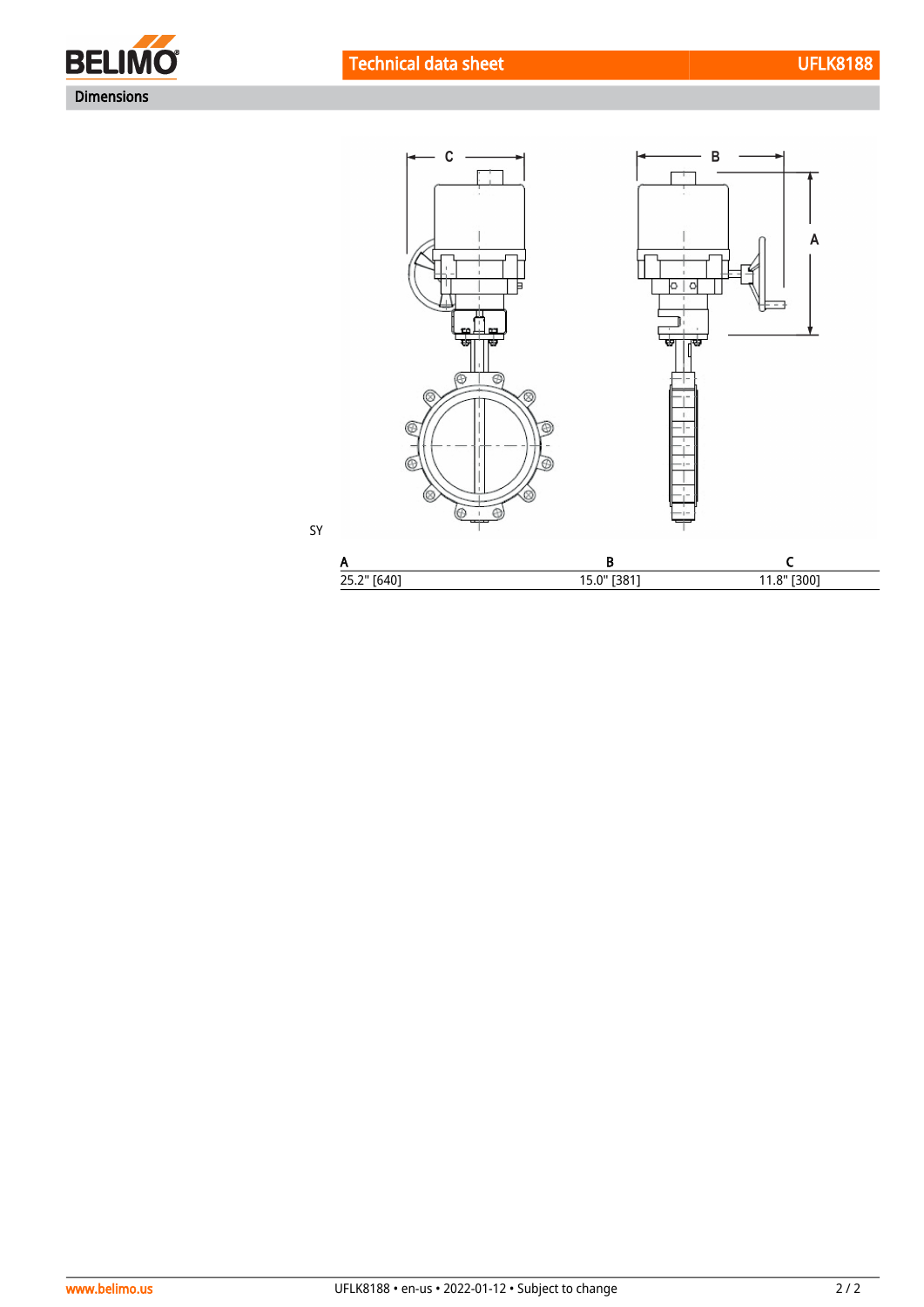## Dimensions

SY

| A | B | C |
|---|---|---|
| 25.2" [640] | 15.0" [381] | 11.8" [300] |